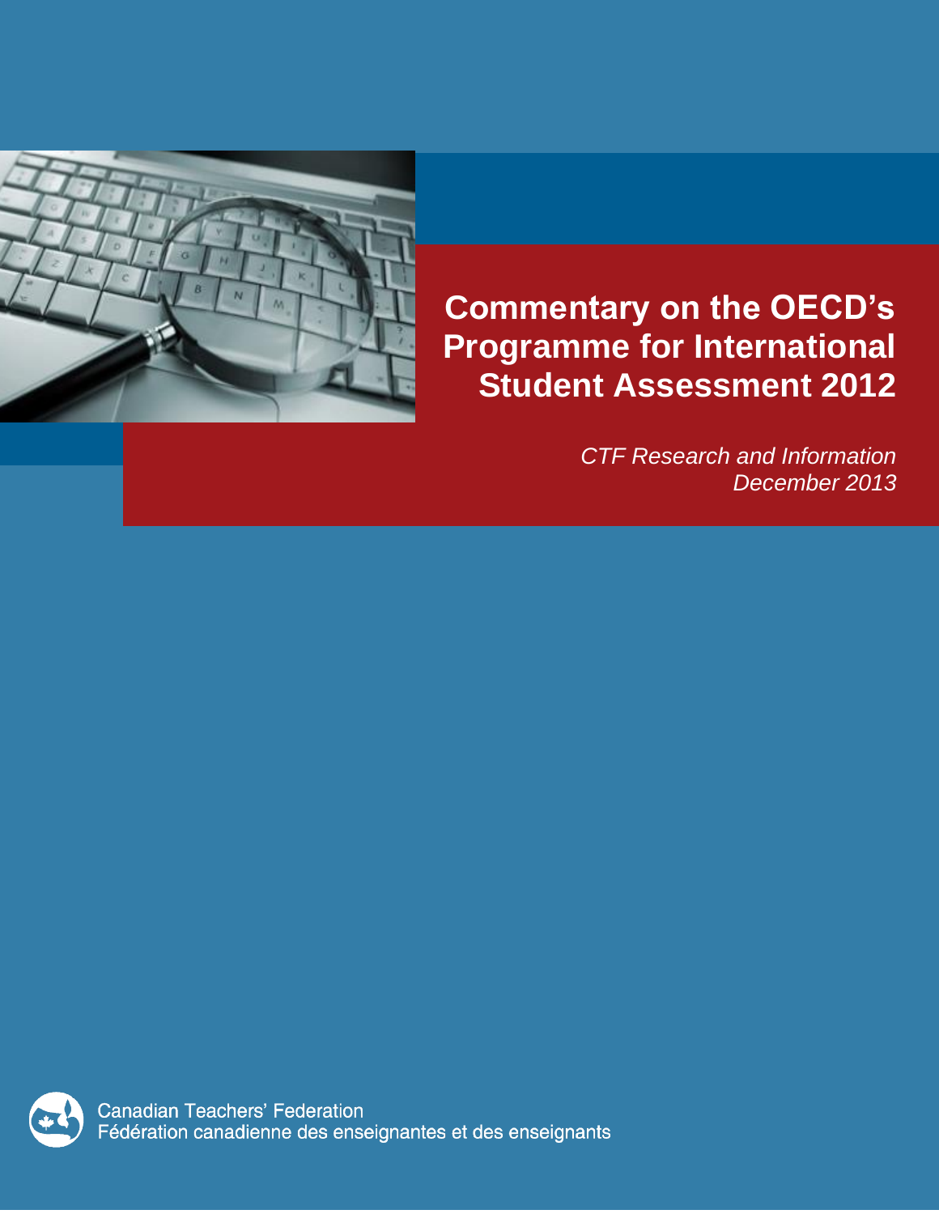# Commentary on the OECD's Programme for International Student Assessment 2012

*CTF Research and Information*
*December 2013*

Canadian Teachers' Federation
Fédération canadienne des enseignantes et des enseignants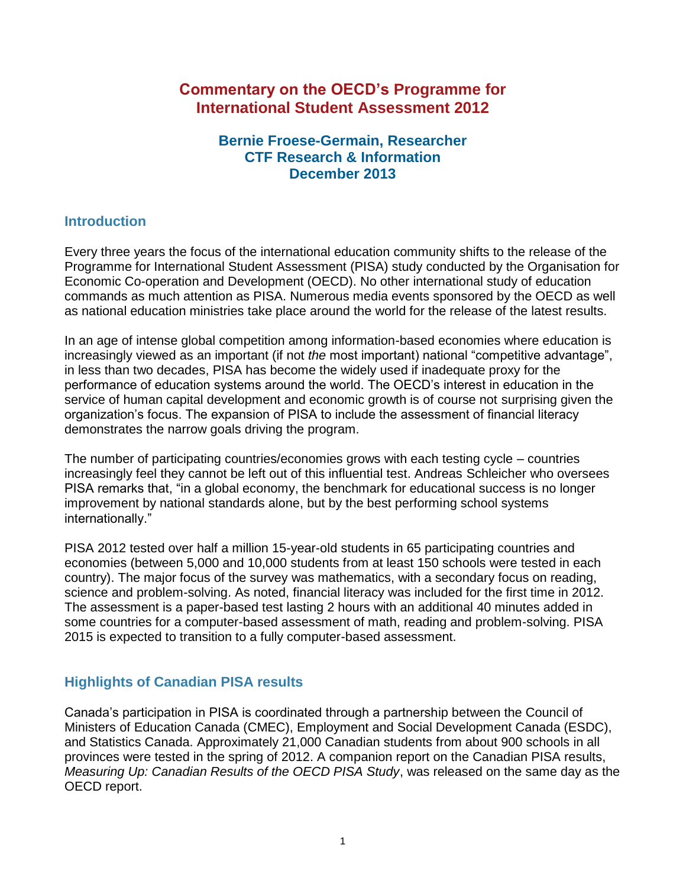# Commentary on the OECD's Programme for International Student Assessment 2012

**Bernie Froese-Germain, Researcher**
**CTF Research & Information**
**December 2013**

## Introduction

Every three years the focus of the international education community shifts to the release of the Programme for International Student Assessment (PISA) study conducted by the Organisation for Economic Co-operation and Development (OECD). No other international study of education commands as much attention as PISA. Numerous media events sponsored by the OECD as well as national education ministries take place around the world for the release of the latest results.

In an age of intense global competition among information-based economies where education is increasingly viewed as an important (if not *the* most important) national "competitive advantage", in less than two decades, PISA has become the widely used if inadequate proxy for the performance of education systems around the world. The OECD's interest in education in the service of human capital development and economic growth is of course not surprising given the organization's focus. The expansion of PISA to include the assessment of financial literacy demonstrates the narrow goals driving the program.

The number of participating countries/economies grows with each testing cycle – countries increasingly feel they cannot be left out of this influential test. Andreas Schleicher who oversees PISA remarks that, "in a global economy, the benchmark for educational success is no longer improvement by national standards alone, but by the best performing school systems internationally."

PISA 2012 tested over half a million 15-year-old students in 65 participating countries and economies (between 5,000 and 10,000 students from at least 150 schools were tested in each country). The major focus of the survey was mathematics, with a secondary focus on reading, science and problem-solving. As noted, financial literacy was included for the first time in 2012. The assessment is a paper-based test lasting 2 hours with an additional 40 minutes added in some countries for a computer-based assessment of math, reading and problem-solving. PISA 2015 is expected to transition to a fully computer-based assessment.

## Highlights of Canadian PISA results

Canada's participation in PISA is coordinated through a partnership between the Council of Ministers of Education Canada (CMEC), Employment and Social Development Canada (ESDC), and Statistics Canada. Approximately 21,000 Canadian students from about 900 schools in all provinces were tested in the spring of 2012. A companion report on the Canadian PISA results, *Measuring Up: Canadian Results of the OECD PISA Study*, was released on the same day as the OECD report.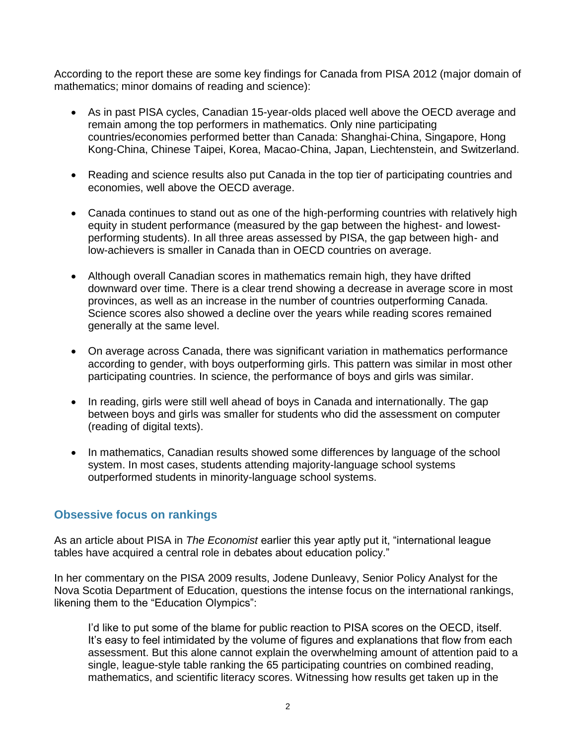According to the report these are some key findings for Canada from PISA 2012 (major domain of mathematics; minor domains of reading and science):

- As in past PISA cycles, Canadian 15-year-olds placed well above the OECD average and remain among the top performers in mathematics. Only nine participating countries/economies performed better than Canada: Shanghai-China, Singapore, Hong Kong-China, Chinese Taipei, Korea, Macao-China, Japan, Liechtenstein, and Switzerland.

- Reading and science results also put Canada in the top tier of participating countries and economies, well above the OECD average.

- Canada continues to stand out as one of the high-performing countries with relatively high equity in student performance (measured by the gap between the highest- and lowest-performing students). In all three areas assessed by PISA, the gap between high- and low-achievers is smaller in Canada than in OECD countries on average.

- Although overall Canadian scores in mathematics remain high, they have drifted downward over time. There is a clear trend showing a decrease in average score in most provinces, as well as an increase in the number of countries outperforming Canada. Science scores also showed a decline over the years while reading scores remained generally at the same level.

- On average across Canada, there was significant variation in mathematics performance according to gender, with boys outperforming girls. This pattern was similar in most other participating countries. In science, the performance of boys and girls was similar.

- In reading, girls were still well ahead of boys in Canada and internationally. The gap between boys and girls was smaller for students who did the assessment on computer (reading of digital texts).

- In mathematics, Canadian results showed some differences by language of the school system. In most cases, students attending majority-language school systems outperformed students in minority-language school systems.

## Obsessive focus on rankings

As an article about PISA in *The Economist* earlier this year aptly put it, "international league tables have acquired a central role in debates about education policy."

In her commentary on the PISA 2009 results, Jodene Dunleavy, Senior Policy Analyst for the Nova Scotia Department of Education, questions the intense focus on the international rankings, likening them to the "Education Olympics":

> I'd like to put some of the blame for public reaction to PISA scores on the OECD, itself. It's easy to feel intimidated by the volume of figures and explanations that flow from each assessment. But this alone cannot explain the overwhelming amount of attention paid to a single, league-style table ranking the 65 participating countries on combined reading, mathematics, and scientific literacy scores. Witnessing how results get taken up in the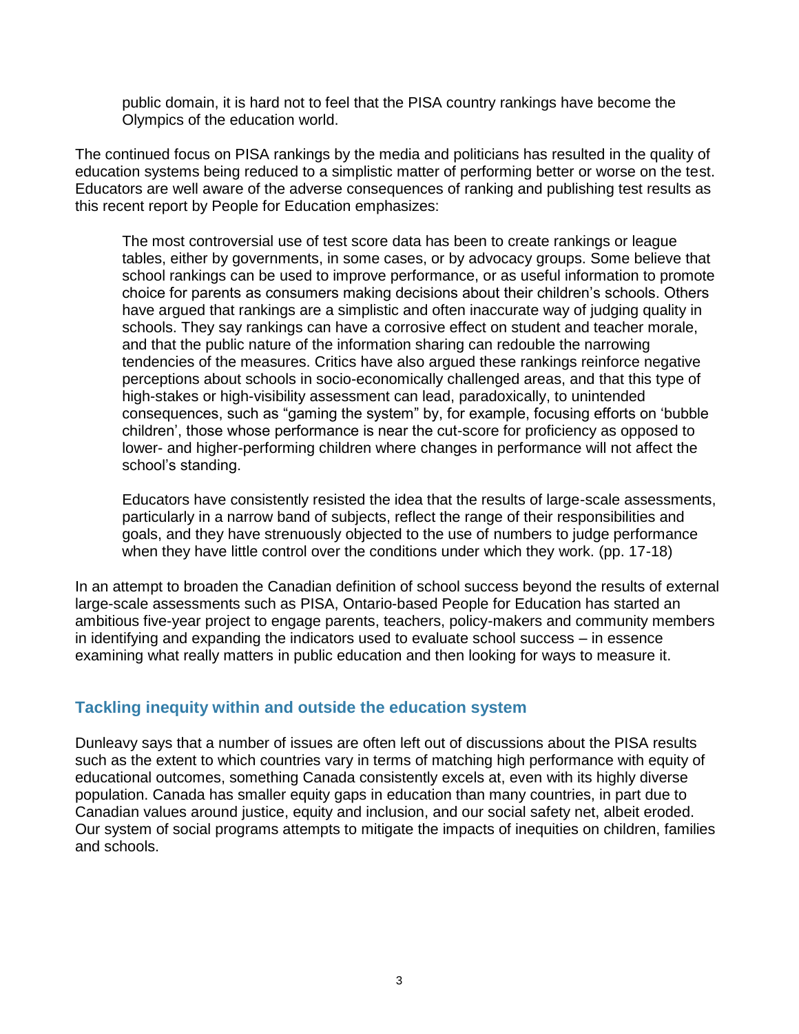> public domain, it is hard not to feel that the PISA country rankings have become the Olympics of the education world.

The continued focus on PISA rankings by the media and politicians has resulted in the quality of education systems being reduced to a simplistic matter of performing better or worse on the test. Educators are well aware of the adverse consequences of ranking and publishing test results as this recent report by People for Education emphasizes:

> The most controversial use of test score data has been to create rankings or league tables, either by governments, in some cases, or by advocacy groups. Some believe that school rankings can be used to improve performance, or as useful information to promote choice for parents as consumers making decisions about their children's schools. Others have argued that rankings are a simplistic and often inaccurate way of judging quality in schools. They say rankings can have a corrosive effect on student and teacher morale, and that the public nature of the information sharing can redouble the narrowing tendencies of the measures. Critics have also argued these rankings reinforce negative perceptions about schools in socio-economically challenged areas, and that this type of high-stakes or high-visibility assessment can lead, paradoxically, to unintended consequences, such as "gaming the system" by, for example, focusing efforts on 'bubble children', those whose performance is near the cut-score for proficiency as opposed to lower- and higher-performing children where changes in performance will not affect the school's standing.
>
> Educators have consistently resisted the idea that the results of large-scale assessments, particularly in a narrow band of subjects, reflect the range of their responsibilities and goals, and they have strenuously objected to the use of numbers to judge performance when they have little control over the conditions under which they work. (pp. 17-18)

In an attempt to broaden the Canadian definition of school success beyond the results of external large-scale assessments such as PISA, Ontario-based People for Education has started an ambitious five-year project to engage parents, teachers, policy-makers and community members in identifying and expanding the indicators used to evaluate school success – in essence examining what really matters in public education and then looking for ways to measure it.

## Tackling inequity within and outside the education system

Dunleavy says that a number of issues are often left out of discussions about the PISA results such as the extent to which countries vary in terms of matching high performance with equity of educational outcomes, something Canada consistently excels at, even with its highly diverse population. Canada has smaller equity gaps in education than many countries, in part due to Canadian values around justice, equity and inclusion, and our social safety net, albeit eroded. Our system of social programs attempts to mitigate the impacts of inequities on children, families and schools.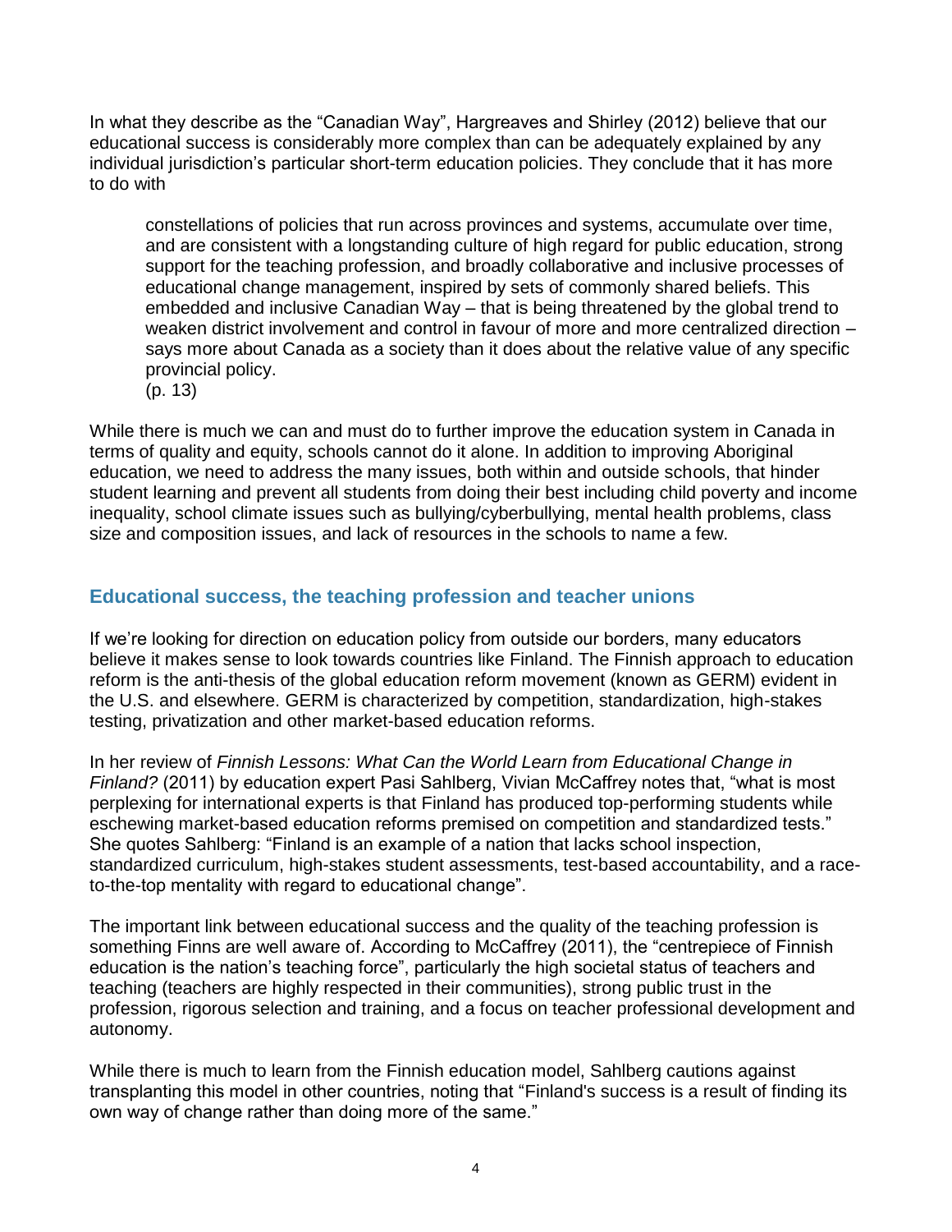In what they describe as the "Canadian Way", Hargreaves and Shirley (2012) believe that our educational success is considerably more complex than can be adequately explained by any individual jurisdiction's particular short-term education policies. They conclude that it has more to do with

> constellations of policies that run across provinces and systems, accumulate over time, and are consistent with a longstanding culture of high regard for public education, strong support for the teaching profession, and broadly collaborative and inclusive processes of educational change management, inspired by sets of commonly shared beliefs. This embedded and inclusive Canadian Way – that is being threatened by the global trend to weaken district involvement and control in favour of more and more centralized direction – says more about Canada as a society than it does about the relative value of any specific provincial policy.
> (p. 13)

While there is much we can and must do to further improve the education system in Canada in terms of quality and equity, schools cannot do it alone. In addition to improving Aboriginal education, we need to address the many issues, both within and outside schools, that hinder student learning and prevent all students from doing their best including child poverty and income inequality, school climate issues such as bullying/cyberbullying, mental health problems, class size and composition issues, and lack of resources in the schools to name a few.

## Educational success, the teaching profession and teacher unions

If we're looking for direction on education policy from outside our borders, many educators believe it makes sense to look towards countries like Finland. The Finnish approach to education reform is the anti-thesis of the global education reform movement (known as GERM) evident in the U.S. and elsewhere. GERM is characterized by competition, standardization, high-stakes testing, privatization and other market-based education reforms.

In her review of *Finnish Lessons: What Can the World Learn from Educational Change in Finland?* (2011) by education expert Pasi Sahlberg, Vivian McCaffrey notes that, "what is most perplexing for international experts is that Finland has produced top-performing students while eschewing market-based education reforms premised on competition and standardized tests." She quotes Sahlberg: "Finland is an example of a nation that lacks school inspection, standardized curriculum, high-stakes student assessments, test-based accountability, and a race-to-the-top mentality with regard to educational change".

The important link between educational success and the quality of the teaching profession is something Finns are well aware of. According to McCaffrey (2011), the "centrepiece of Finnish education is the nation's teaching force", particularly the high societal status of teachers and teaching (teachers are highly respected in their communities), strong public trust in the profession, rigorous selection and training, and a focus on teacher professional development and autonomy.

While there is much to learn from the Finnish education model, Sahlberg cautions against transplanting this model in other countries, noting that "Finland's success is a result of finding its own way of change rather than doing more of the same."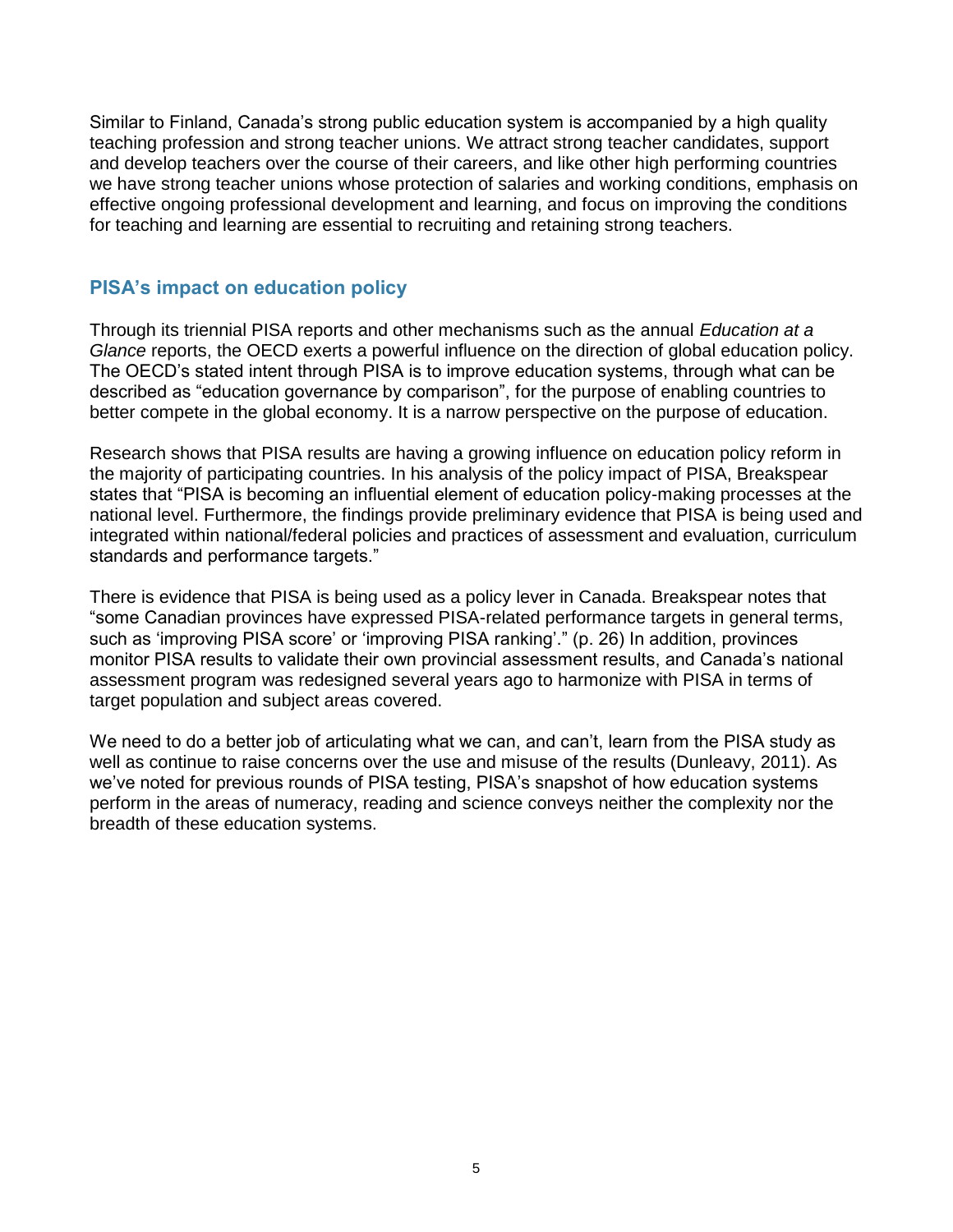Similar to Finland, Canada's strong public education system is accompanied by a high quality teaching profession and strong teacher unions. We attract strong teacher candidates, support and develop teachers over the course of their careers, and like other high performing countries we have strong teacher unions whose protection of salaries and working conditions, emphasis on effective ongoing professional development and learning, and focus on improving the conditions for teaching and learning are essential to recruiting and retaining strong teachers.

## PISA's impact on education policy

Through its triennial PISA reports and other mechanisms such as the annual *Education at a Glance* reports, the OECD exerts a powerful influence on the direction of global education policy. The OECD's stated intent through PISA is to improve education systems, through what can be described as "education governance by comparison", for the purpose of enabling countries to better compete in the global economy. It is a narrow perspective on the purpose of education.

Research shows that PISA results are having a growing influence on education policy reform in the majority of participating countries. In his analysis of the policy impact of PISA, Breakspear states that "PISA is becoming an influential element of education policy-making processes at the national level. Furthermore, the findings provide preliminary evidence that PISA is being used and integrated within national/federal policies and practices of assessment and evaluation, curriculum standards and performance targets."

There is evidence that PISA is being used as a policy lever in Canada. Breakspear notes that "some Canadian provinces have expressed PISA-related performance targets in general terms, such as 'improving PISA score' or 'improving PISA ranking'." (p. 26) In addition, provinces monitor PISA results to validate their own provincial assessment results, and Canada's national assessment program was redesigned several years ago to harmonize with PISA in terms of target population and subject areas covered.

We need to do a better job of articulating what we can, and can't, learn from the PISA study as well as continue to raise concerns over the use and misuse of the results (Dunleavy, 2011). As we've noted for previous rounds of PISA testing, PISA's snapshot of how education systems perform in the areas of numeracy, reading and science conveys neither the complexity nor the breadth of these education systems.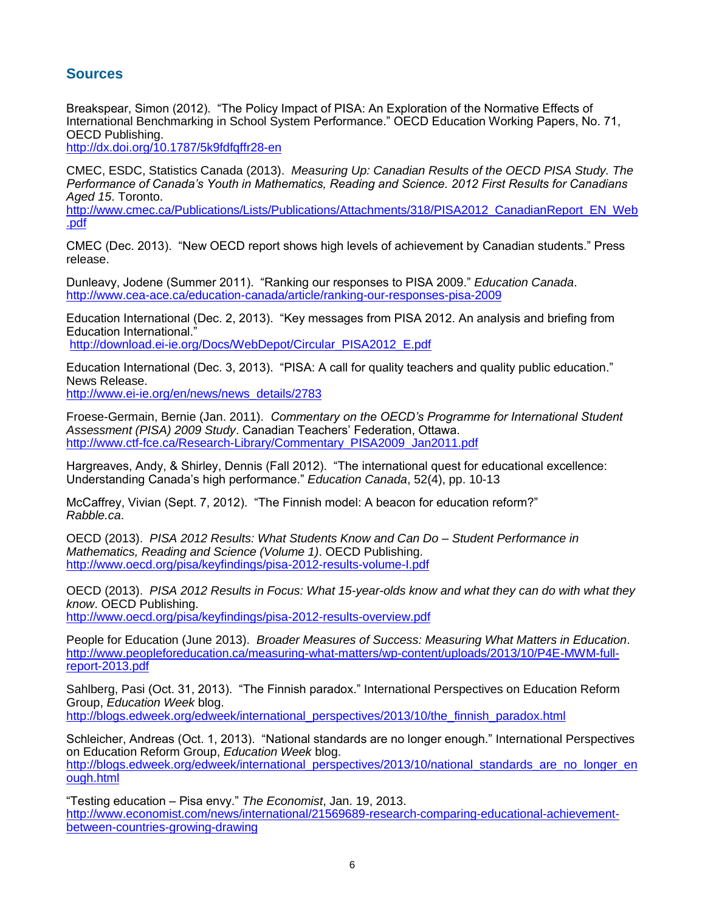## Sources

Breakspear, Simon (2012). "The Policy Impact of PISA: An Exploration of the Normative Effects of International Benchmarking in School System Performance." OECD Education Working Papers, No. 71, OECD Publishing.
http://dx.doi.org/10.1787/5k9fdfqffr28-en

CMEC, ESDC, Statistics Canada (2013). *Measuring Up: Canadian Results of the OECD PISA Study. The Performance of Canada's Youth in Mathematics, Reading and Science. 2012 First Results for Canadians Aged 15*. Toronto.
http://www.cmec.ca/Publications/Lists/Publications/Attachments/318/PISA2012_CanadianReport_EN_Web.pdf

CMEC (Dec. 2013). "New OECD report shows high levels of achievement by Canadian students." Press release.

Dunleavy, Jodene (Summer 2011). "Ranking our responses to PISA 2009." *Education Canada*.
http://www.cea-ace.ca/education-canada/article/ranking-our-responses-pisa-2009

Education International (Dec. 2, 2013). "Key messages from PISA 2012. An analysis and briefing from Education International."
http://download.ei-ie.org/Docs/WebDepot/Circular_PISA2012_E.pdf

Education International (Dec. 3, 2013). "PISA: A call for quality teachers and quality public education." News Release.
http://www.ei-ie.org/en/news/news_details/2783

Froese-Germain, Bernie (Jan. 2011). *Commentary on the OECD's Programme for International Student Assessment (PISA) 2009 Study*. Canadian Teachers' Federation, Ottawa.
http://www.ctf-fce.ca/Research-Library/Commentary_PISA2009_Jan2011.pdf

Hargreaves, Andy, & Shirley, Dennis (Fall 2012). "The international quest for educational excellence: Understanding Canada's high performance." *Education Canada*, 52(4), pp. 10-13

McCaffrey, Vivian (Sept. 7, 2012). "The Finnish model: A beacon for education reform?" *Rabble.ca*.

OECD (2013). *PISA 2012 Results: What Students Know and Can Do – Student Performance in Mathematics, Reading and Science (Volume 1)*. OECD Publishing.
http://www.oecd.org/pisa/keyfindings/pisa-2012-results-volume-I.pdf

OECD (2013). *PISA 2012 Results in Focus: What 15-year-olds know and what they can do with what they know*. OECD Publishing.
http://www.oecd.org/pisa/keyfindings/pisa-2012-results-overview.pdf

People for Education (June 2013). *Broader Measures of Success: Measuring What Matters in Education*.
http://www.peopleforeducation.ca/measuring-what-matters/wp-content/uploads/2013/10/P4E-MWM-full-report-2013.pdf

Sahlberg, Pasi (Oct. 31, 2013). "The Finnish paradox." International Perspectives on Education Reform Group, *Education Week* blog.
http://blogs.edweek.org/edweek/international_perspectives/2013/10/the_finnish_paradox.html

Schleicher, Andreas (Oct. 1, 2013). "National standards are no longer enough." International Perspectives on Education Reform Group, *Education Week* blog.
http://blogs.edweek.org/edweek/international_perspectives/2013/10/national_standards_are_no_longer_enough.html

"Testing education – Pisa envy." *The Economist*, Jan. 19, 2013.
http://www.economist.com/news/international/21569689-research-comparing-educational-achievement-between-countries-growing-drawing